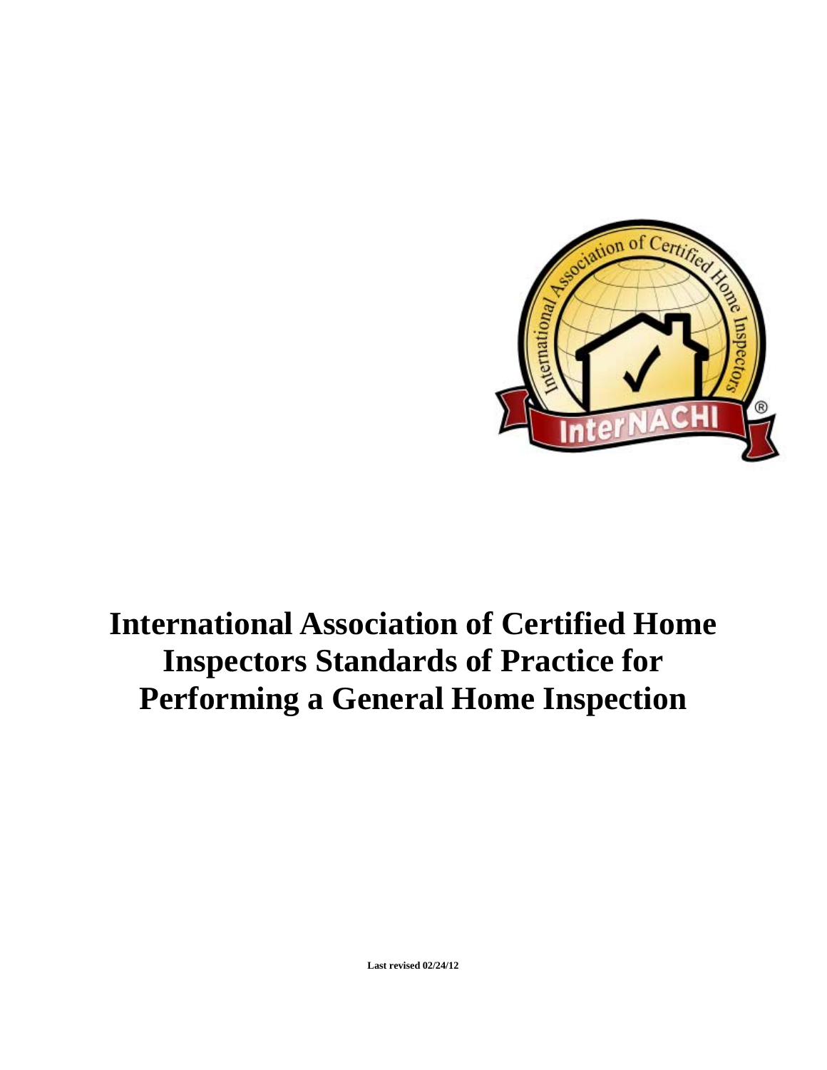# International Association of Certified Home Inspectors Standards of Practice for Performing a General Home Inspection

**Last revised 02/24/12**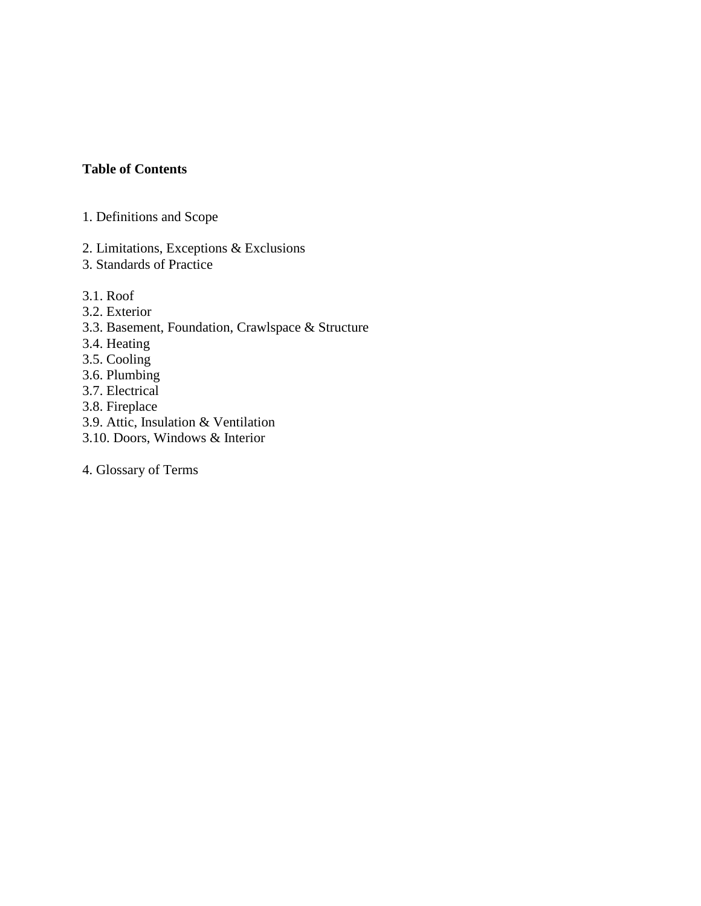**Table of Contents**

1. Definitions and Scope

2. Limitations, Exceptions & Exclusions
3. Standards of Practice

3.1. Roof
3.2. Exterior
3.3. Basement, Foundation, Crawlspace & Structure
3.4. Heating
3.5. Cooling
3.6. Plumbing
3.7. Electrical
3.8. Fireplace
3.9. Attic, Insulation & Ventilation
3.10. Doors, Windows & Interior

4. Glossary of Terms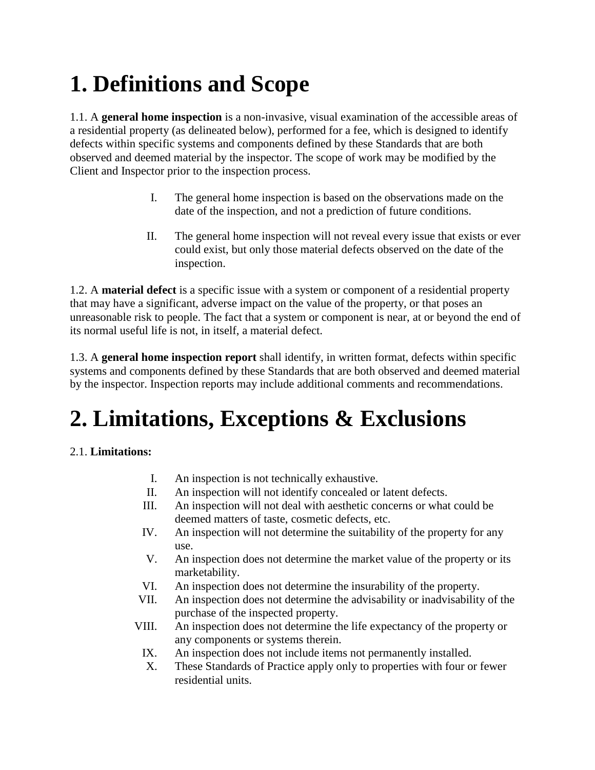# 1. Definitions and Scope

1.1. A **general home inspection** is a non-invasive, visual examination of the accessible areas of a residential property (as delineated below), performed for a fee, which is designed to identify defects within specific systems and components defined by these Standards that are both observed and deemed material by the inspector. The scope of work may be modified by the Client and Inspector prior to the inspection process.

I. The general home inspection is based on the observations made on the date of the inspection, and not a prediction of future conditions.

II. The general home inspection will not reveal every issue that exists or ever could exist, but only those material defects observed on the date of the inspection.

1.2. A **material defect** is a specific issue with a system or component of a residential property that may have a significant, adverse impact on the value of the property, or that poses an unreasonable risk to people. The fact that a system or component is near, at or beyond the end of its normal useful life is not, in itself, a material defect.

1.3. A **general home inspection report** shall identify, in written format, defects within specific systems and components defined by these Standards that are both observed and deemed material by the inspector. Inspection reports may include additional comments and recommendations.

# 2. Limitations, Exceptions & Exclusions

2.1. **Limitations:**

I. An inspection is not technically exhaustive.
II. An inspection will not identify concealed or latent defects.
III. An inspection will not deal with aesthetic concerns or what could be deemed matters of taste, cosmetic defects, etc.
IV. An inspection will not determine the suitability of the property for any use.
V. An inspection does not determine the market value of the property or its marketability.
VI. An inspection does not determine the insurability of the property.
VII. An inspection does not determine the advisability or inadvisability of the purchase of the inspected property.
VIII. An inspection does not determine the life expectancy of the property or any components or systems therein.
IX. An inspection does not include items not permanently installed.
X. These Standards of Practice apply only to properties with four or fewer residential units.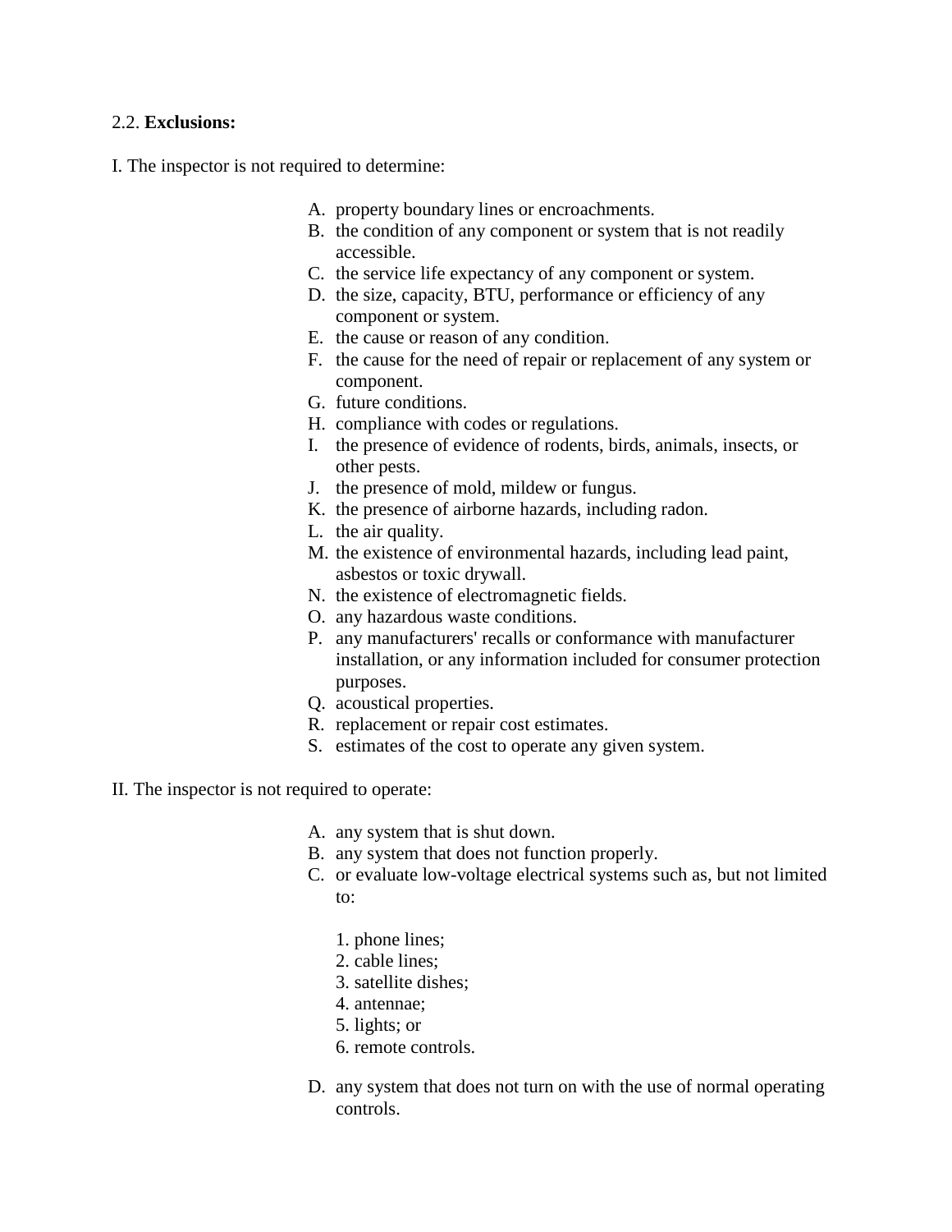2.2. **Exclusions:**

I. The inspector is not required to determine:

A. property boundary lines or encroachments.
B. the condition of any component or system that is not readily accessible.
C. the service life expectancy of any component or system.
D. the size, capacity, BTU, performance or efficiency of any component or system.
E. the cause or reason of any condition.
F. the cause for the need of repair or replacement of any system or component.
G. future conditions.
H. compliance with codes or regulations.
I. the presence of evidence of rodents, birds, animals, insects, or other pests.
J. the presence of mold, mildew or fungus.
K. the presence of airborne hazards, including radon.
L. the air quality.
M. the existence of environmental hazards, including lead paint, asbestos or toxic drywall.
N. the existence of electromagnetic fields.
O. any hazardous waste conditions.
P. any manufacturers' recalls or conformance with manufacturer installation, or any information included for consumer protection purposes.
Q. acoustical properties.
R. replacement or repair cost estimates.
S. estimates of the cost to operate any given system.

II. The inspector is not required to operate:

A. any system that is shut down.
B. any system that does not function properly.
C. or evaluate low-voltage electrical systems such as, but not limited to:

   1. phone lines;
   2. cable lines;
   3. satellite dishes;
   4. antennae;
   5. lights; or
   6. remote controls.

D. any system that does not turn on with the use of normal operating controls.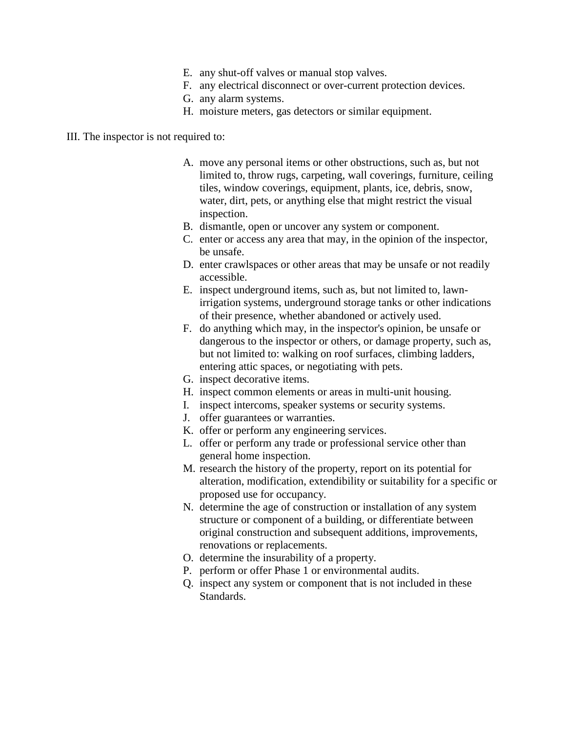E. any shut-off valves or manual stop valves.
F. any electrical disconnect or over-current protection devices.
G. any alarm systems.
H. moisture meters, gas detectors or similar equipment.

III. The inspector is not required to:

A. move any personal items or other obstructions, such as, but not limited to, throw rugs, carpeting, wall coverings, furniture, ceiling tiles, window coverings, equipment, plants, ice, debris, snow, water, dirt, pets, or anything else that might restrict the visual inspection.
B. dismantle, open or uncover any system or component.
C. enter or access any area that may, in the opinion of the inspector, be unsafe.
D. enter crawlspaces or other areas that may be unsafe or not readily accessible.
E. inspect underground items, such as, but not limited to, lawn-irrigation systems, underground storage tanks or other indications of their presence, whether abandoned or actively used.
F. do anything which may, in the inspector's opinion, be unsafe or dangerous to the inspector or others, or damage property, such as, but not limited to: walking on roof surfaces, climbing ladders, entering attic spaces, or negotiating with pets.
G. inspect decorative items.
H. inspect common elements or areas in multi-unit housing.
I. inspect intercoms, speaker systems or security systems.
J. offer guarantees or warranties.
K. offer or perform any engineering services.
L. offer or perform any trade or professional service other than general home inspection.
M. research the history of the property, report on its potential for alteration, modification, extendibility or suitability for a specific or proposed use for occupancy.
N. determine the age of construction or installation of any system structure or component of a building, or differentiate between original construction and subsequent additions, improvements, renovations or replacements.
O. determine the insurability of a property.
P. perform or offer Phase 1 or environmental audits.
Q. inspect any system or component that is not included in these Standards.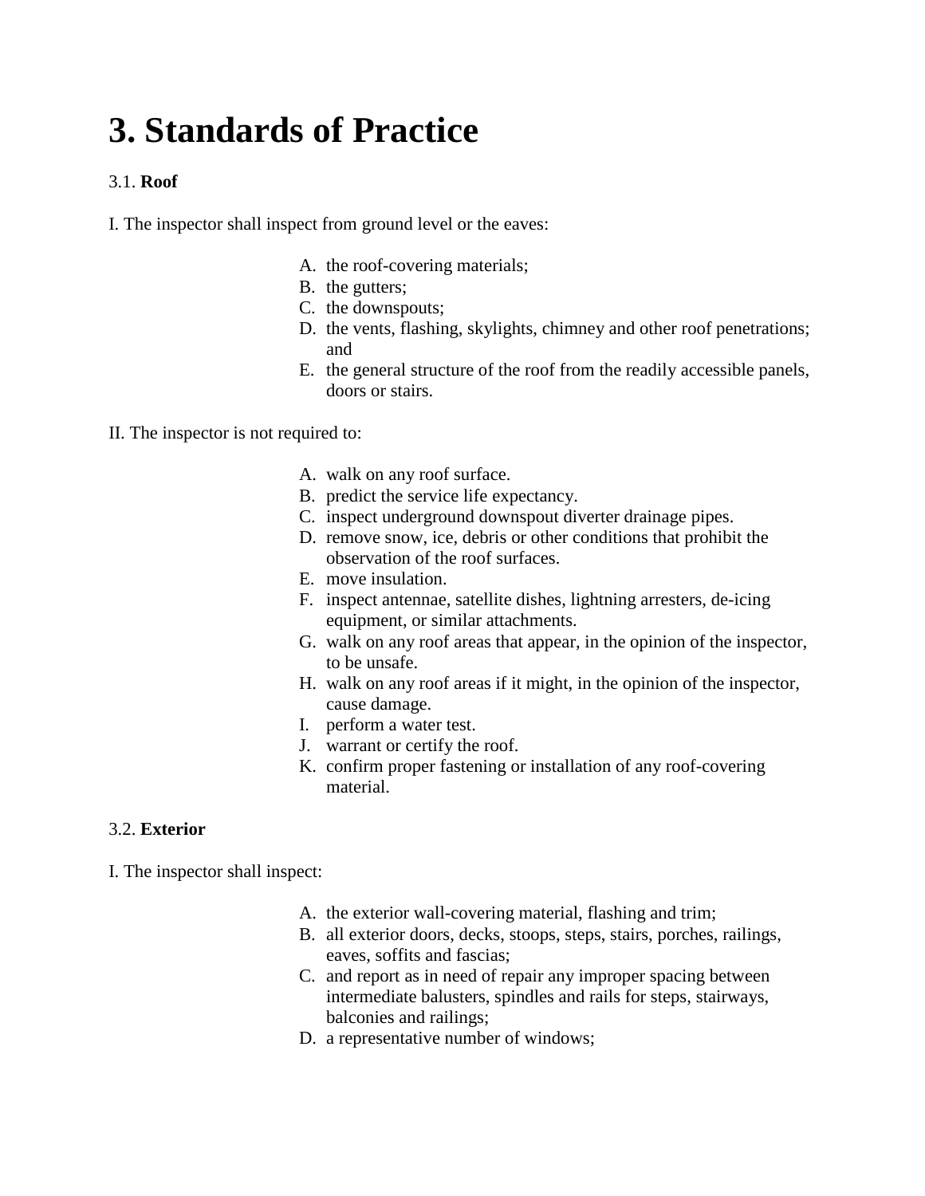# 3. Standards of Practice

3.1. **Roof**

I. The inspector shall inspect from ground level or the eaves:

A. the roof-covering materials;
B. the gutters;
C. the downspouts;
D. the vents, flashing, skylights, chimney and other roof penetrations; and
E. the general structure of the roof from the readily accessible panels, doors or stairs.

II. The inspector is not required to:

A. walk on any roof surface.
B. predict the service life expectancy.
C. inspect underground downspout diverter drainage pipes.
D. remove snow, ice, debris or other conditions that prohibit the observation of the roof surfaces.
E. move insulation.
F. inspect antennae, satellite dishes, lightning arresters, de-icing equipment, or similar attachments.
G. walk on any roof areas that appear, in the opinion of the inspector, to be unsafe.
H. walk on any roof areas if it might, in the opinion of the inspector, cause damage.
I. perform a water test.
J. warrant or certify the roof.
K. confirm proper fastening or installation of any roof-covering material.

3.2. **Exterior**

I. The inspector shall inspect:

A. the exterior wall-covering material, flashing and trim;
B. all exterior doors, decks, stoops, steps, stairs, porches, railings, eaves, soffits and fascias;
C. and report as in need of repair any improper spacing between intermediate balusters, spindles and rails for steps, stairways, balconies and railings;
D. a representative number of windows;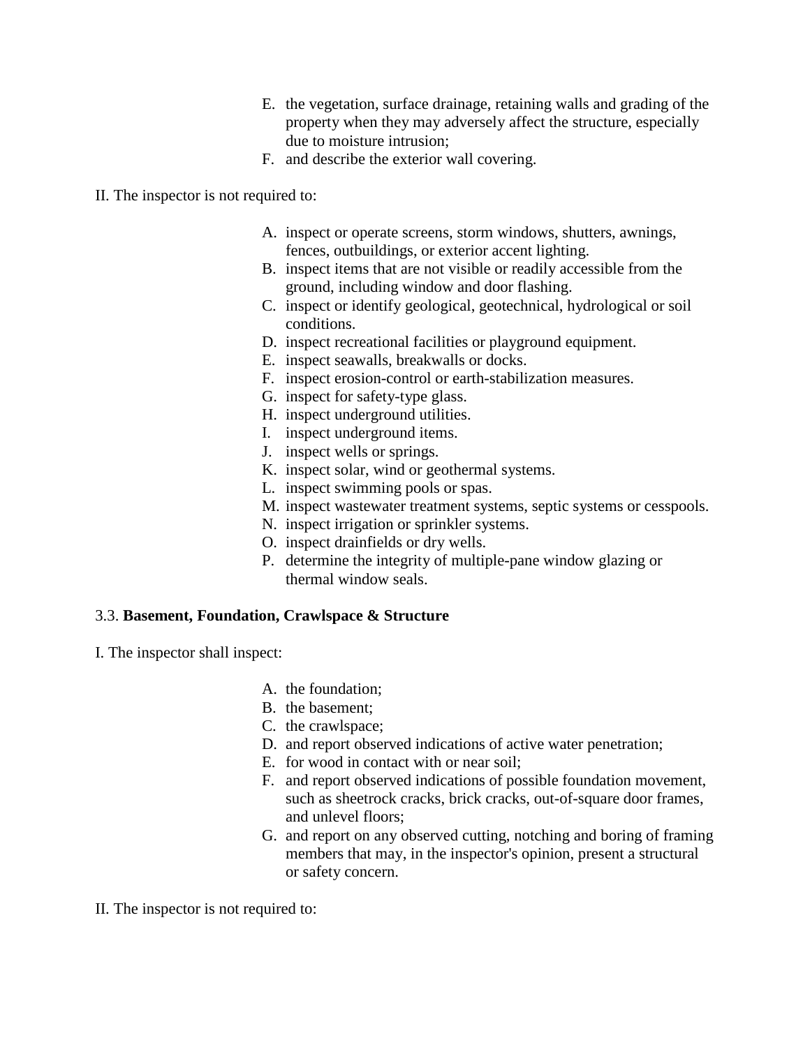E. the vegetation, surface drainage, retaining walls and grading of the property when they may adversely affect the structure, especially due to moisture intrusion;
F. and describe the exterior wall covering.

II. The inspector is not required to:

A. inspect or operate screens, storm windows, shutters, awnings, fences, outbuildings, or exterior accent lighting.
B. inspect items that are not visible or readily accessible from the ground, including window and door flashing.
C. inspect or identify geological, geotechnical, hydrological or soil conditions.
D. inspect recreational facilities or playground equipment.
E. inspect seawalls, breakwalls or docks.
F. inspect erosion-control or earth-stabilization measures.
G. inspect for safety-type glass.
H. inspect underground utilities.
I. inspect underground items.
J. inspect wells or springs.
K. inspect solar, wind or geothermal systems.
L. inspect swimming pools or spas.
M. inspect wastewater treatment systems, septic systems or cesspools.
N. inspect irrigation or sprinkler systems.
O. inspect drainfields or dry wells.
P. determine the integrity of multiple-pane window glazing or thermal window seals.

3.3. **Basement, Foundation, Crawlspace & Structure**

I. The inspector shall inspect:

A. the foundation;
B. the basement;
C. the crawlspace;
D. and report observed indications of active water penetration;
E. for wood in contact with or near soil;
F. and report observed indications of possible foundation movement, such as sheetrock cracks, brick cracks, out-of-square door frames, and unlevel floors;
G. and report on any observed cutting, notching and boring of framing members that may, in the inspector's opinion, present a structural or safety concern.

II. The inspector is not required to: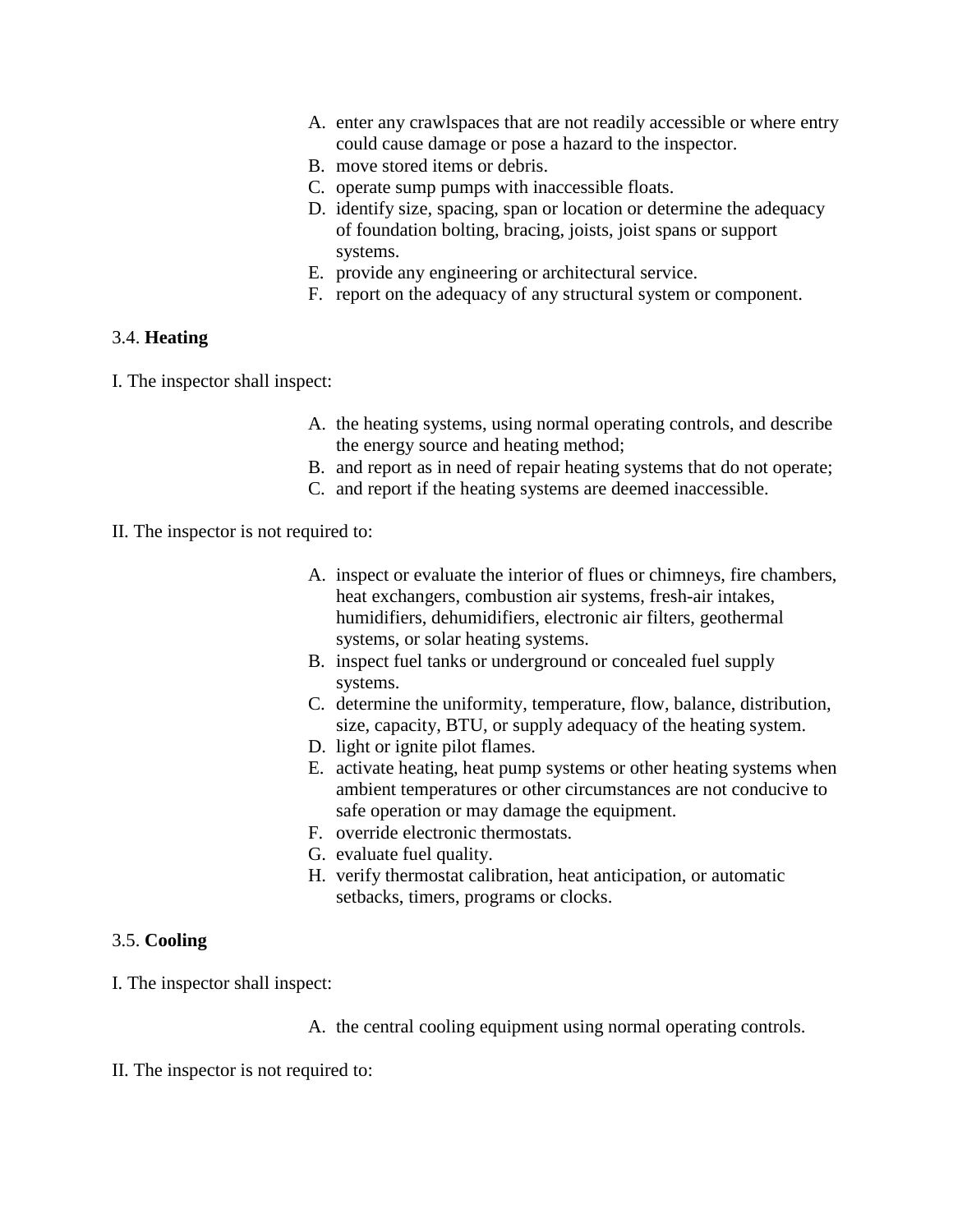A. enter any crawlspaces that are not readily accessible or where entry could cause damage or pose a hazard to the inspector.
B. move stored items or debris.
C. operate sump pumps with inaccessible floats.
D. identify size, spacing, span or location or determine the adequacy of foundation bolting, bracing, joists, joist spans or support systems.
E. provide any engineering or architectural service.
F. report on the adequacy of any structural system or component.

### 3.4. **Heating**

I. The inspector shall inspect:

A. the heating systems, using normal operating controls, and describe the energy source and heating method;
B. and report as in need of repair heating systems that do not operate;
C. and report if the heating systems are deemed inaccessible.

II. The inspector is not required to:

A. inspect or evaluate the interior of flues or chimneys, fire chambers, heat exchangers, combustion air systems, fresh-air intakes, humidifiers, dehumidifiers, electronic air filters, geothermal systems, or solar heating systems.
B. inspect fuel tanks or underground or concealed fuel supply systems.
C. determine the uniformity, temperature, flow, balance, distribution, size, capacity, BTU, or supply adequacy of the heating system.
D. light or ignite pilot flames.
E. activate heating, heat pump systems or other heating systems when ambient temperatures or other circumstances are not conducive to safe operation or may damage the equipment.
F. override electronic thermostats.
G. evaluate fuel quality.
H. verify thermostat calibration, heat anticipation, or automatic setbacks, timers, programs or clocks.

### 3.5. **Cooling**

I. The inspector shall inspect:

A. the central cooling equipment using normal operating controls.

II. The inspector is not required to: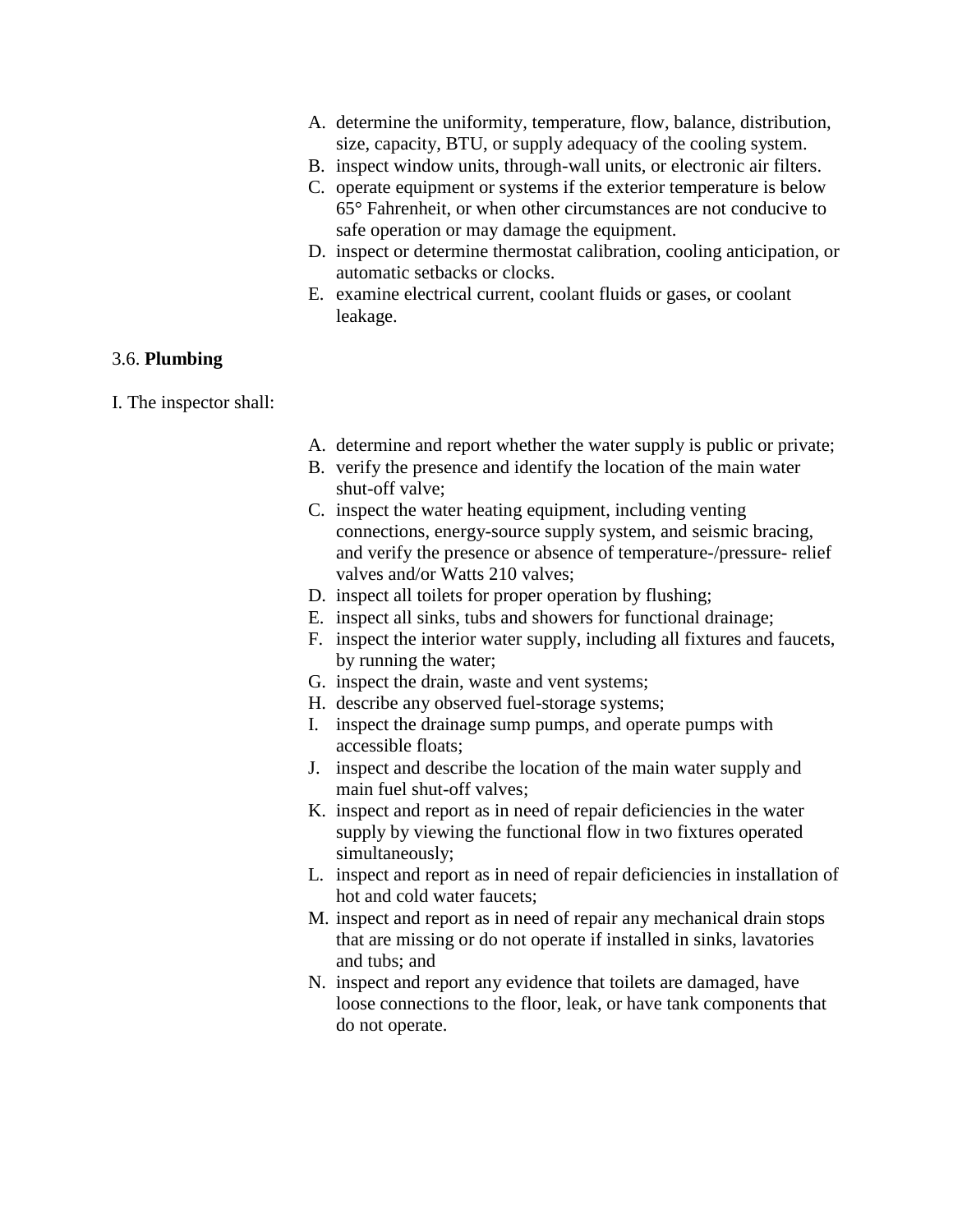A. determine the uniformity, temperature, flow, balance, distribution, size, capacity, BTU, or supply adequacy of the cooling system.
B. inspect window units, through-wall units, or electronic air filters.
C. operate equipment or systems if the exterior temperature is below 65° Fahrenheit, or when other circumstances are not conducive to safe operation or may damage the equipment.
D. inspect or determine thermostat calibration, cooling anticipation, or automatic setbacks or clocks.
E. examine electrical current, coolant fluids or gases, or coolant leakage.

3.6. **Plumbing**

I. The inspector shall:

A. determine and report whether the water supply is public or private;
B. verify the presence and identify the location of the main water shut-off valve;
C. inspect the water heating equipment, including venting connections, energy-source supply system, and seismic bracing, and verify the presence or absence of temperature-/pressure- relief valves and/or Watts 210 valves;
D. inspect all toilets for proper operation by flushing;
E. inspect all sinks, tubs and showers for functional drainage;
F. inspect the interior water supply, including all fixtures and faucets, by running the water;
G. inspect the drain, waste and vent systems;
H. describe any observed fuel-storage systems;
I. inspect the drainage sump pumps, and operate pumps with accessible floats;
J. inspect and describe the location of the main water supply and main fuel shut-off valves;
K. inspect and report as in need of repair deficiencies in the water supply by viewing the functional flow in two fixtures operated simultaneously;
L. inspect and report as in need of repair deficiencies in installation of hot and cold water faucets;
M. inspect and report as in need of repair any mechanical drain stops that are missing or do not operate if installed in sinks, lavatories and tubs; and
N. inspect and report any evidence that toilets are damaged, have loose connections to the floor, leak, or have tank components that do not operate.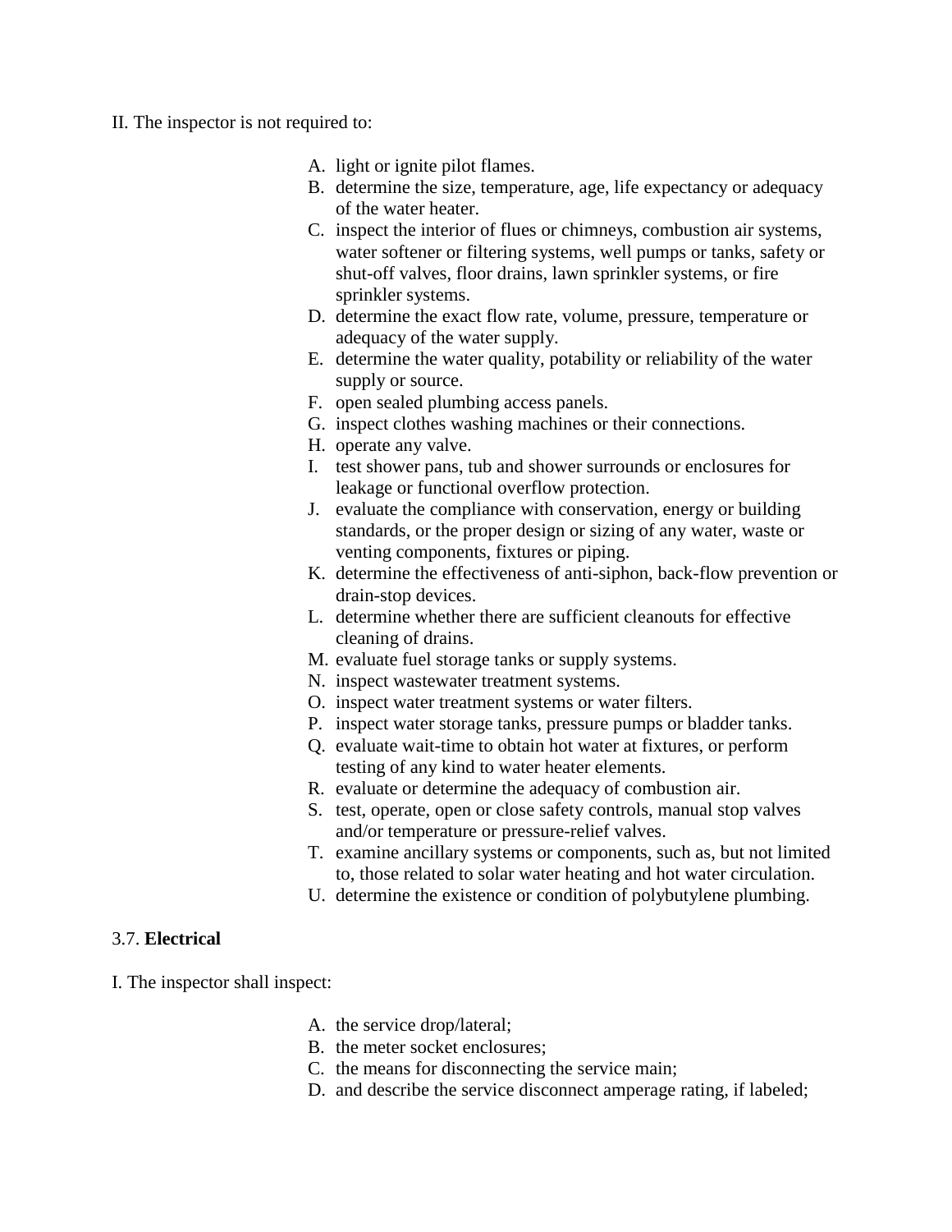II. The inspector is not required to:

A. light or ignite pilot flames.
B. determine the size, temperature, age, life expectancy or adequacy of the water heater.
C. inspect the interior of flues or chimneys, combustion air systems, water softener or filtering systems, well pumps or tanks, safety or shut-off valves, floor drains, lawn sprinkler systems, or fire sprinkler systems.
D. determine the exact flow rate, volume, pressure, temperature or adequacy of the water supply.
E. determine the water quality, potability or reliability of the water supply or source.
F. open sealed plumbing access panels.
G. inspect clothes washing machines or their connections.
H. operate any valve.
I. test shower pans, tub and shower surrounds or enclosures for leakage or functional overflow protection.
J. evaluate the compliance with conservation, energy or building standards, or the proper design or sizing of any water, waste or venting components, fixtures or piping.
K. determine the effectiveness of anti-siphon, back-flow prevention or drain-stop devices.
L. determine whether there are sufficient cleanouts for effective cleaning of drains.
M. evaluate fuel storage tanks or supply systems.
N. inspect wastewater treatment systems.
O. inspect water treatment systems or water filters.
P. inspect water storage tanks, pressure pumps or bladder tanks.
Q. evaluate wait-time to obtain hot water at fixtures, or perform testing of any kind to water heater elements.
R. evaluate or determine the adequacy of combustion air.
S. test, operate, open or close safety controls, manual stop valves and/or temperature or pressure-relief valves.
T. examine ancillary systems or components, such as, but not limited to, those related to solar water heating and hot water circulation.
U. determine the existence or condition of polybutylene plumbing.

3.7. **Electrical**

I. The inspector shall inspect:

A. the service drop/lateral;
B. the meter socket enclosures;
C. the means for disconnecting the service main;
D. and describe the service disconnect amperage rating, if labeled;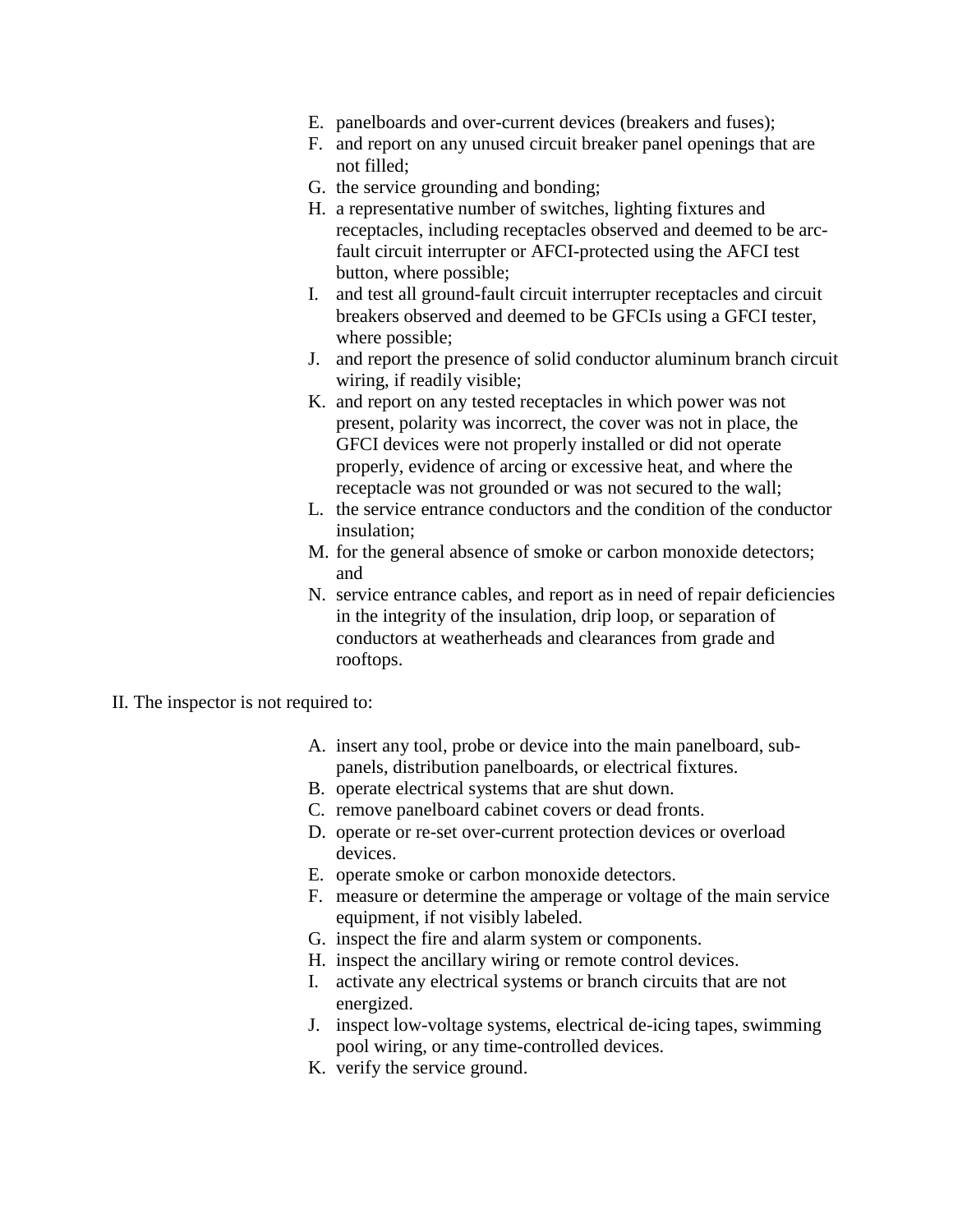E. panelboards and over-current devices (breakers and fuses);
F. and report on any unused circuit breaker panel openings that are not filled;
G. the service grounding and bonding;
H. a representative number of switches, lighting fixtures and receptacles, including receptacles observed and deemed to be arc-fault circuit interrupter or AFCI-protected using the AFCI test button, where possible;
I. and test all ground-fault circuit interrupter receptacles and circuit breakers observed and deemed to be GFCIs using a GFCI tester, where possible;
J. and report the presence of solid conductor aluminum branch circuit wiring, if readily visible;
K. and report on any tested receptacles in which power was not present, polarity was incorrect, the cover was not in place, the GFCI devices were not properly installed or did not operate properly, evidence of arcing or excessive heat, and where the receptacle was not grounded or was not secured to the wall;
L. the service entrance conductors and the condition of the conductor insulation;
M. for the general absence of smoke or carbon monoxide detectors; and
N. service entrance cables, and report as in need of repair deficiencies in the integrity of the insulation, drip loop, or separation of conductors at weatherheads and clearances from grade and rooftops.

II. The inspector is not required to:

A. insert any tool, probe or device into the main panelboard, sub-panels, distribution panelboards, or electrical fixtures.
B. operate electrical systems that are shut down.
C. remove panelboard cabinet covers or dead fronts.
D. operate or re-set over-current protection devices or overload devices.
E. operate smoke or carbon monoxide detectors.
F. measure or determine the amperage or voltage of the main service equipment, if not visibly labeled.
G. inspect the fire and alarm system or components.
H. inspect the ancillary wiring or remote control devices.
I. activate any electrical systems or branch circuits that are not energized.
J. inspect low-voltage systems, electrical de-icing tapes, swimming pool wiring, or any time-controlled devices.
K. verify the service ground.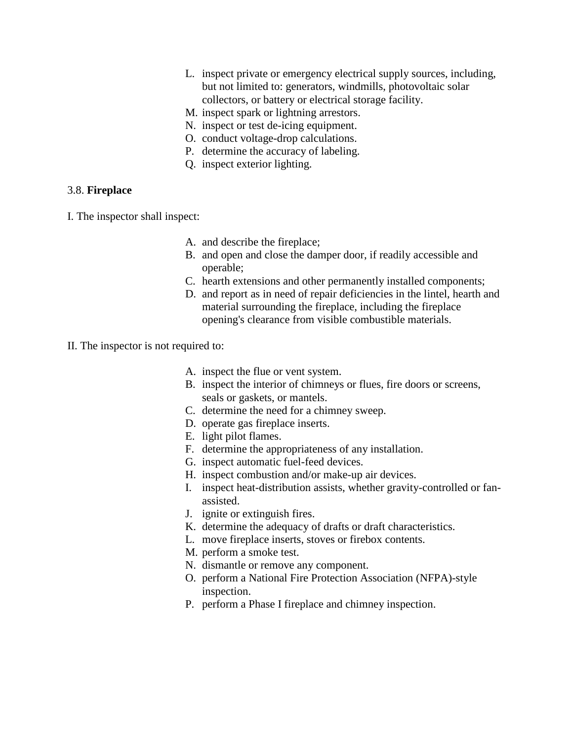L. inspect private or emergency electrical supply sources, including, but not limited to: generators, windmills, photovoltaic solar collectors, or battery or electrical storage facility.
M. inspect spark or lightning arrestors.
N. inspect or test de-icing equipment.
O. conduct voltage-drop calculations.
P. determine the accuracy of labeling.
Q. inspect exterior lighting.

### 3.8. **Fireplace**

I. The inspector shall inspect:

A. and describe the fireplace;
B. and open and close the damper door, if readily accessible and operable;
C. hearth extensions and other permanently installed components;
D. and report as in need of repair deficiencies in the lintel, hearth and material surrounding the fireplace, including the fireplace opening's clearance from visible combustible materials.

II. The inspector is not required to:

A. inspect the flue or vent system.
B. inspect the interior of chimneys or flues, fire doors or screens, seals or gaskets, or mantels.
C. determine the need for a chimney sweep.
D. operate gas fireplace inserts.
E. light pilot flames.
F. determine the appropriateness of any installation.
G. inspect automatic fuel-feed devices.
H. inspect combustion and/or make-up air devices.
I. inspect heat-distribution assists, whether gravity-controlled or fan-assisted.
J. ignite or extinguish fires.
K. determine the adequacy of drafts or draft characteristics.
L. move fireplace inserts, stoves or firebox contents.
M. perform a smoke test.
N. dismantle or remove any component.
O. perform a National Fire Protection Association (NFPA)-style inspection.
P. perform a Phase I fireplace and chimney inspection.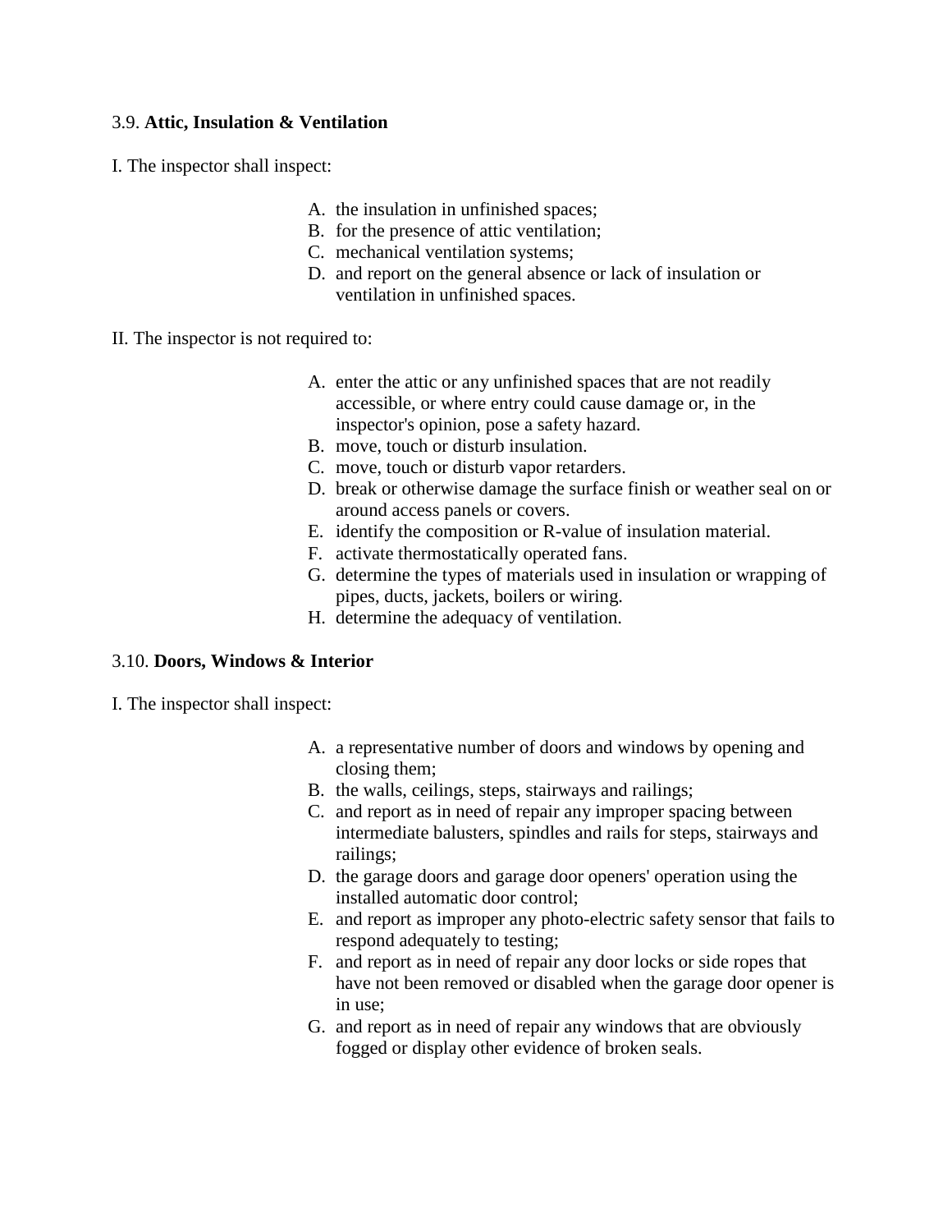3.9. **Attic, Insulation & Ventilation**

I. The inspector shall inspect:

A. the insulation in unfinished spaces;
B. for the presence of attic ventilation;
C. mechanical ventilation systems;
D. and report on the general absence or lack of insulation or ventilation in unfinished spaces.

II. The inspector is not required to:

A. enter the attic or any unfinished spaces that are not readily accessible, or where entry could cause damage or, in the inspector's opinion, pose a safety hazard.
B. move, touch or disturb insulation.
C. move, touch or disturb vapor retarders.
D. break or otherwise damage the surface finish or weather seal on or around access panels or covers.
E. identify the composition or R-value of insulation material.
F. activate thermostatically operated fans.
G. determine the types of materials used in insulation or wrapping of pipes, ducts, jackets, boilers or wiring.
H. determine the adequacy of ventilation.

3.10. **Doors, Windows & Interior**

I. The inspector shall inspect:

A. a representative number of doors and windows by opening and closing them;
B. the walls, ceilings, steps, stairways and railings;
C. and report as in need of repair any improper spacing between intermediate balusters, spindles and rails for steps, stairways and railings;
D. the garage doors and garage door openers' operation using the installed automatic door control;
E. and report as improper any photo-electric safety sensor that fails to respond adequately to testing;
F. and report as in need of repair any door locks or side ropes that have not been removed or disabled when the garage door opener is in use;
G. and report as in need of repair any windows that are obviously fogged or display other evidence of broken seals.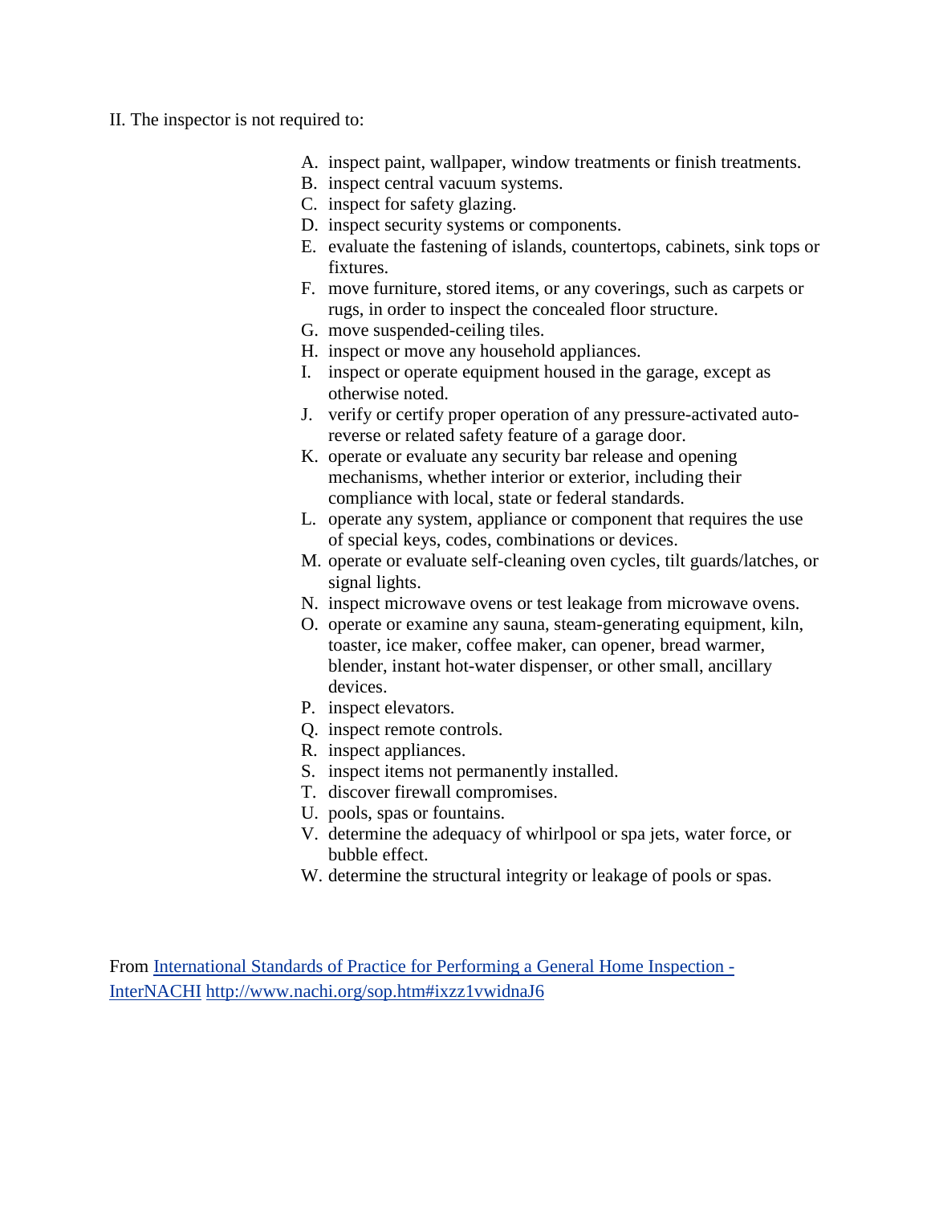II. The inspector is not required to:

A. inspect paint, wallpaper, window treatments or finish treatments.
B. inspect central vacuum systems.
C. inspect for safety glazing.
D. inspect security systems or components.
E. evaluate the fastening of islands, countertops, cabinets, sink tops or fixtures.
F. move furniture, stored items, or any coverings, such as carpets or rugs, in order to inspect the concealed floor structure.
G. move suspended-ceiling tiles.
H. inspect or move any household appliances.
I. inspect or operate equipment housed in the garage, except as otherwise noted.
J. verify or certify proper operation of any pressure-activated auto-reverse or related safety feature of a garage door.
K. operate or evaluate any security bar release and opening mechanisms, whether interior or exterior, including their compliance with local, state or federal standards.
L. operate any system, appliance or component that requires the use of special keys, codes, combinations or devices.
M. operate or evaluate self-cleaning oven cycles, tilt guards/latches, or signal lights.
N. inspect microwave ovens or test leakage from microwave ovens.
O. operate or examine any sauna, steam-generating equipment, kiln, toaster, ice maker, coffee maker, can opener, bread warmer, blender, instant hot-water dispenser, or other small, ancillary devices.
P. inspect elevators.
Q. inspect remote controls.
R. inspect appliances.
S. inspect items not permanently installed.
T. discover firewall compromises.
U. pools, spas or fountains.
V. determine the adequacy of whirlpool or spa jets, water force, or bubble effect.
W. determine the structural integrity or leakage of pools or spas.

From [International Standards of Practice for Performing a General Home Inspection - InterNACHI](http://www.nachi.org/sop.htm#ixzz1vwidnaJ6) http://www.nachi.org/sop.htm#ixzz1vwidnaJ6